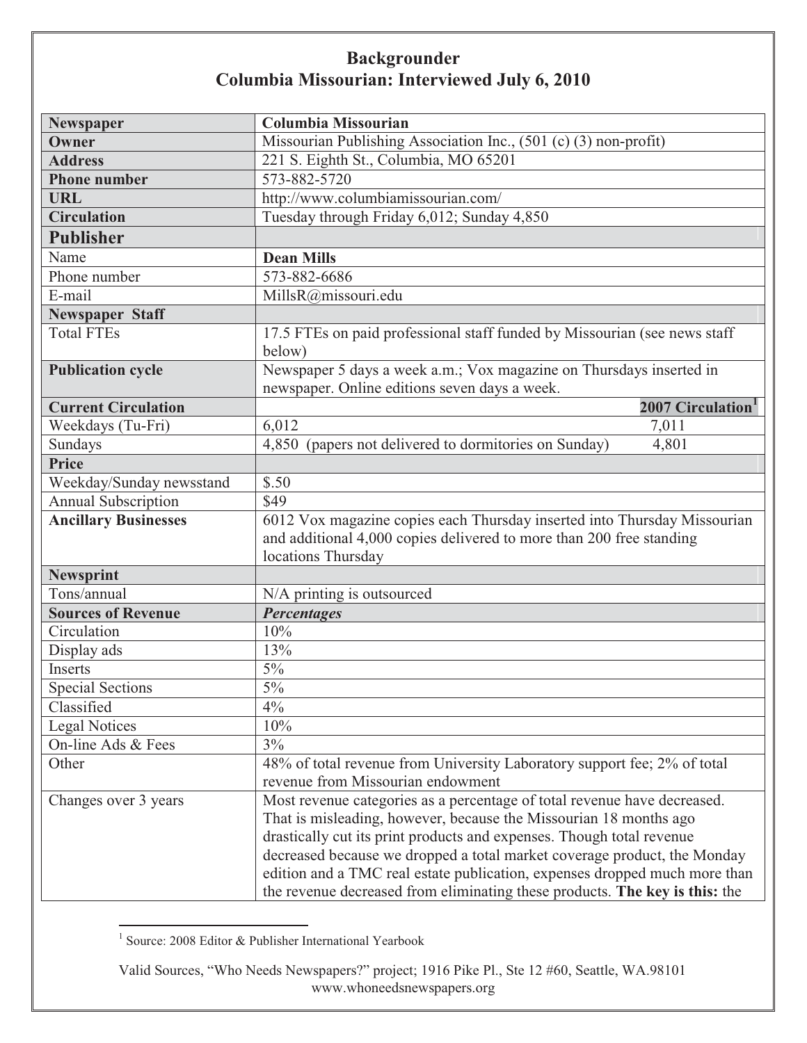# Backgrounder
## Columbia Missourian: Interviewed July 6, 2010

| **Newspaper** | **Columbia Missourian** | |
|---|---|---|
| **Owner** | Missourian Publishing Association Inc., (501 (c) (3) non-profit) | |
| **Address** | 221 S. Eighth St., Columbia, MO 65201 | |
| **Phone number** | 573-882-5720 | |
| **URL** | http://www.columbiamissourian.com/ | |
| **Circulation** | Tuesday through Friday 6,012; Sunday 4,850 | |
| **Publisher** | | |
| Name | **Dean Mills** | |
| Phone number | 573-882-6686 | |
| E-mail | MillsR@missouri.edu | |
| **Newspaper Staff** | | |
| Total FTEs | 17.5 FTEs on paid professional staff funded by Missourian (see news staff below) | |
| **Publication cycle** | Newspaper 5 days a week a.m.; Vox magazine on Thursdays inserted in newspaper. Online editions seven days a week. | |
| **Current Circulation** | | **2007 Circulation[1]** |
| Weekdays (Tu-Fri) | 6,012 | 7,011 |
| Sundays | 4,850 (papers not delivered to dormitories on Sunday) | 4,801 |
| **Price** | | |
| Weekday/Sunday newsstand | $.50 | |
| Annual Subscription | $49 | |
| **Ancillary Businesses** | 6012 Vox magazine copies each Thursday inserted into Thursday Missourian and additional 4,000 copies delivered to more than 200 free standing locations Thursday | |
| **Newsprint** | | |
| Tons/annual | N/A printing is outsourced | |
| **Sources of Revenue** | ***Percentages*** | |
| Circulation | 10% | |
| Display ads | 13% | |
| Inserts | 5% | |
| Special Sections | 5% | |
| Classified | 4% | |
| Legal Notices | 10% | |
| On-line Ads & Fees | 3% | |
| Other | 48% of total revenue from University Laboratory support fee; 2% of total revenue from Missourian endowment | |
| Changes over 3 years | Most revenue categories as a percentage of total revenue have decreased. That is misleading, however, because the Missourian 18 months ago drastically cut its print products and expenses. Though total revenue decreased because we dropped a total market coverage product, the Monday edition and a TMC real estate publication, expenses dropped much more than the revenue decreased from eliminating these products. **The key is this:** the | |

[1] Source: 2008 Editor & Publisher International Yearbook

Valid Sources, "Who Needs Newspapers?" project; 1916 Pike Pl., Ste 12 #60, Seattle, WA.98101
www.whoneedsnewspapers.org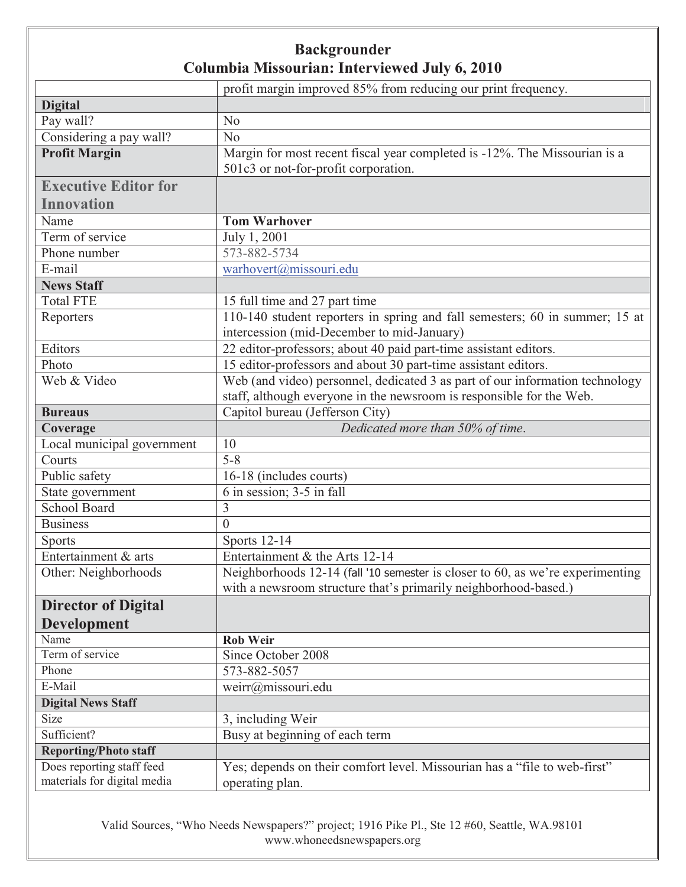## Backgrounder
## Columbia Missourian: Interviewed July 6, 2010

| | |
|---|---|
| | profit margin improved 85% from reducing our print frequency. |
| **Digital** | |
| Pay wall? | No |
| Considering a pay wall? | No |
| **Profit Margin** | Margin for most recent fiscal year completed is -12%. The Missourian is a 501c3 or not-for-profit corporation. |
| **Executive Editor for Innovation** | |
| Name | **Tom Warhover** |
| Term of service | July 1, 2001 |
| Phone number | 573-882-5734 |
| E-mail | warhovert@missouri.edu |
| **News Staff** | |
| Total FTE | 15 full time and 27 part time |
| Reporters | 110-140 student reporters in spring and fall semesters; 60 in summer; 15 at intercession (mid-December to mid-January) |
| Editors | 22 editor-professors; about 40 paid part-time assistant editors. |
| Photo | 15 editor-professors and about 30 part-time assistant editors. |
| Web & Video | Web (and video) personnel, dedicated 3 as part of our information technology staff, although everyone in the newsroom is responsible for the Web. |
| **Bureaus** | Capitol bureau (Jefferson City) |
| **Coverage** | *Dedicated more than 50% of time.* |
| Local municipal government | 10 |
| Courts | 5-8 |
| Public safety | 16-18 (includes courts) |
| State government | 6 in session; 3-5 in fall |
| School Board | 3 |
| Business | 0 |
| Sports | Sports 12-14 |
| Entertainment & arts | Entertainment & the Arts 12-14 |
| Other: Neighborhoods | Neighborhoods 12-14 (fall '10 semester is closer to 60, as we're experimenting with a newsroom structure that's primarily neighborhood-based.) |
| **Director of Digital Development** | |
| Name | **Rob Weir** |
| Term of service | Since October 2008 |
| Phone | 573-882-5057 |
| E-Mail | weirr@missouri.edu |
| **Digital News Staff** | |
| Size | 3, including Weir |
| Sufficient? | Busy at beginning of each term |
| **Reporting/Photo staff** | |
| Does reporting staff feed materials for digital media | Yes; depends on their comfort level. Missourian has a "file to web-first" operating plan. |

Valid Sources, "Who Needs Newspapers?" project; 1916 Pike Pl., Ste 12 #60, Seattle, WA.98101
www.whoneedsnewspapers.org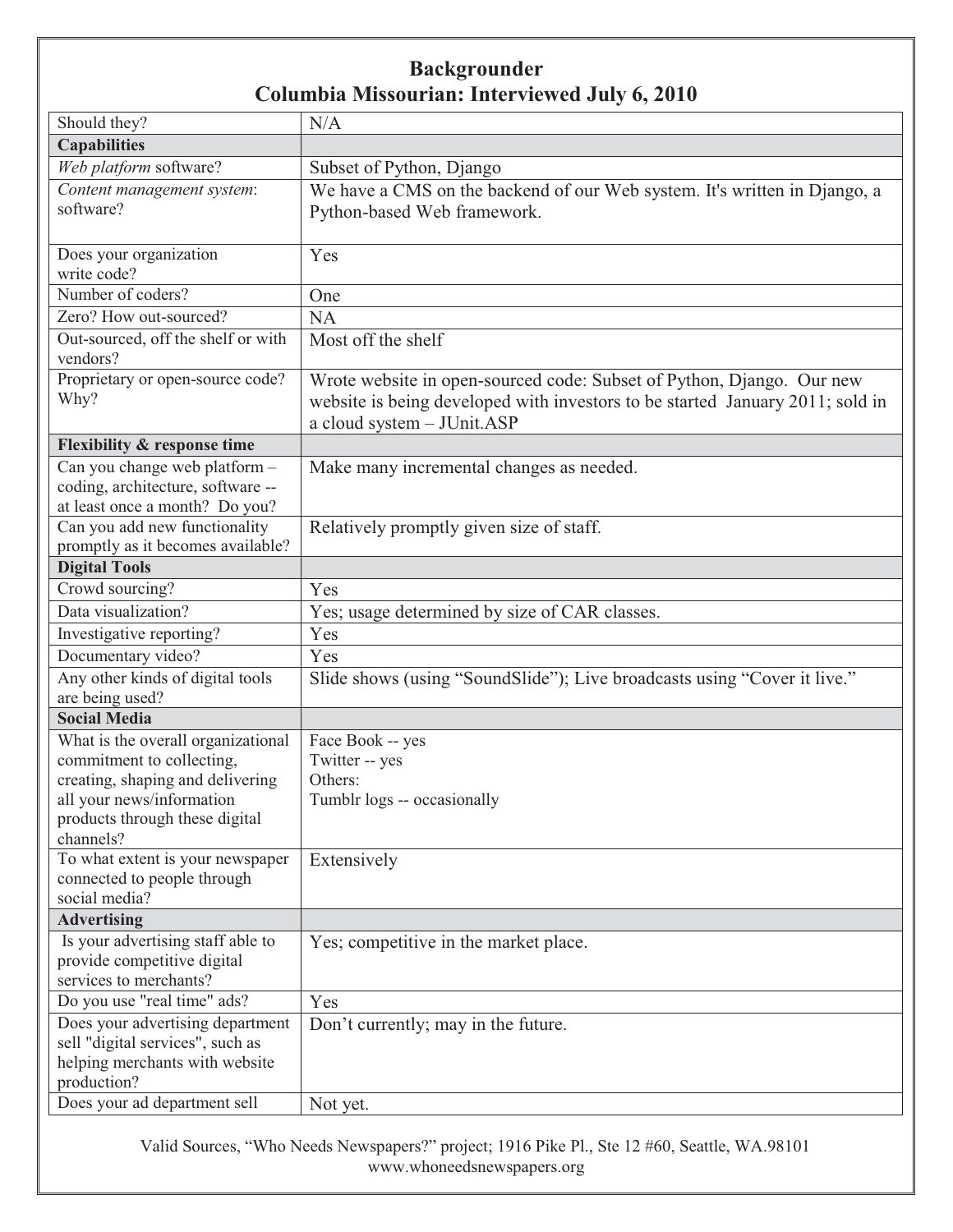# Backgrounder
## Columbia Missourian: Interviewed July 6, 2010

| | |
|---|---|
| Should they? | N/A |
| **Capabilities** | |
| *Web platform* software? | Subset of Python, Django |
| *Content management system*: software? | We have a CMS on the backend of our Web system. It's written in Django, a Python-based Web framework. |
| Does your organization write code? | Yes |
| Number of coders? | One |
| Zero? How out-sourced? | NA |
| Out-sourced, off the shelf or with vendors? | Most off the shelf |
| Proprietary or open-source code? Why? | Wrote website in open-sourced code: Subset of Python, Django. Our new website is being developed with investors to be started January 2011; sold in a cloud system – JUnit.ASP |
| **Flexibility & response time** | |
| Can you change web platform – coding, architecture, software -- at least once a month? Do you? | Make many incremental changes as needed. |
| Can you add new functionality promptly as it becomes available? | Relatively promptly given size of staff. |
| **Digital Tools** | |
| Crowd sourcing? | Yes |
| Data visualization? | Yes; usage determined by size of CAR classes. |
| Investigative reporting? | Yes |
| Documentary video? | Yes |
| Any other kinds of digital tools are being used? | Slide shows (using "SoundSlide"); Live broadcasts using "Cover it live." |
| **Social Media** | |
| What is the overall organizational commitment to collecting, creating, shaping and delivering all your news/information products through these digital channels? | Face Book -- yes<br>Twitter -- yes<br>Others:<br>Tumblr logs -- occasionally |
| To what extent is your newspaper connected to people through social media? | Extensively |
| **Advertising** | |
| Is your advertising staff able to provide competitive digital services to merchants? | Yes; competitive in the market place. |
| Do you use "real time" ads? | Yes |
| Does your advertising department sell "digital services", such as helping merchants with website production? | Don't currently; may in the future. |
| Does your ad department sell | Not yet. |

Valid Sources, "Who Needs Newspapers?" project; 1916 Pike Pl., Ste 12 #60, Seattle, WA.98101
www.whoneedsnewspapers.org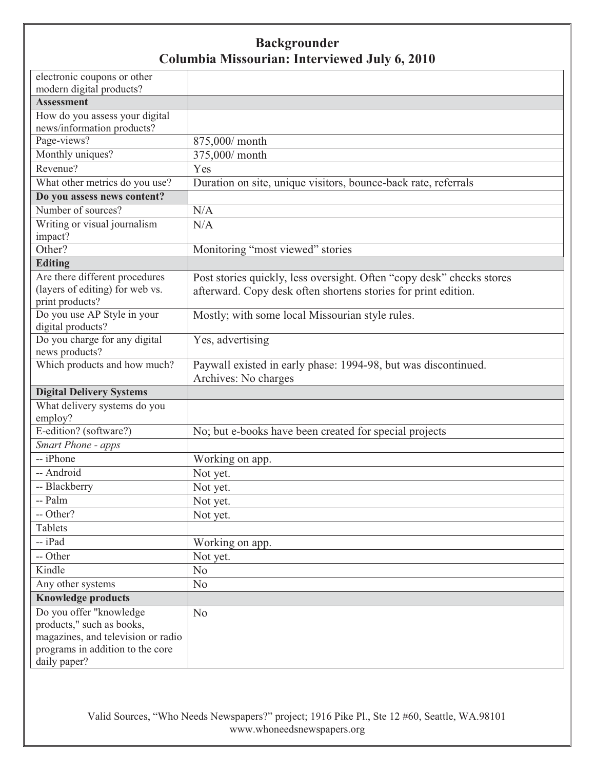## Backgrounder
## Columbia Missourian: Interviewed July 6, 2010

| | |
|---|---|
| electronic coupons or other modern digital products? | |
| **Assessment** | |
| How do you assess your digital news/information products? | |
| Page-views? | 875,000/ month |
| Monthly uniques? | 375,000/ month |
| Revenue? | Yes |
| What other metrics do you use? | Duration on site, unique visitors, bounce-back rate, referrals |
| **Do you assess news content?** | |
| Number of sources? | N/A |
| Writing or visual journalism impact? | N/A |
| Other? | Monitoring "most viewed" stories |
| **Editing** | |
| Are there different procedures (layers of editing) for web vs. print products? | Post stories quickly, less oversight. Often "copy desk" checks stores afterward. Copy desk often shortens stories for print edition. |
| Do you use AP Style in your digital products? | Mostly; with some local Missourian style rules. |
| Do you charge for any digital news products? | Yes, advertising |
| Which products and how much? | Paywall existed in early phase: 1994-98, but was discontinued. Archives: No charges |
| **Digital Delivery Systems** | |
| What delivery systems do you employ? | |
| E-edition? (software?) | No; but e-books have been created for special projects |
| *Smart Phone - apps* | |
| -- iPhone | Working on app. |
| -- Android | Not yet. |
| -- Blackberry | Not yet. |
| -- Palm | Not yet. |
| -- Other? | Not yet. |
| Tablets | |
| -- iPad | Working on app. |
| -- Other | Not yet. |
| Kindle | No |
| Any other systems | No |
| **Knowledge products** | |
| Do you offer "knowledge products," such as books, magazines, and television or radio programs in addition to the core daily paper? | No |

Valid Sources, "Who Needs Newspapers?" project; 1916 Pike Pl., Ste 12 #60, Seattle, WA.98101
www.whoneedsnewspapers.org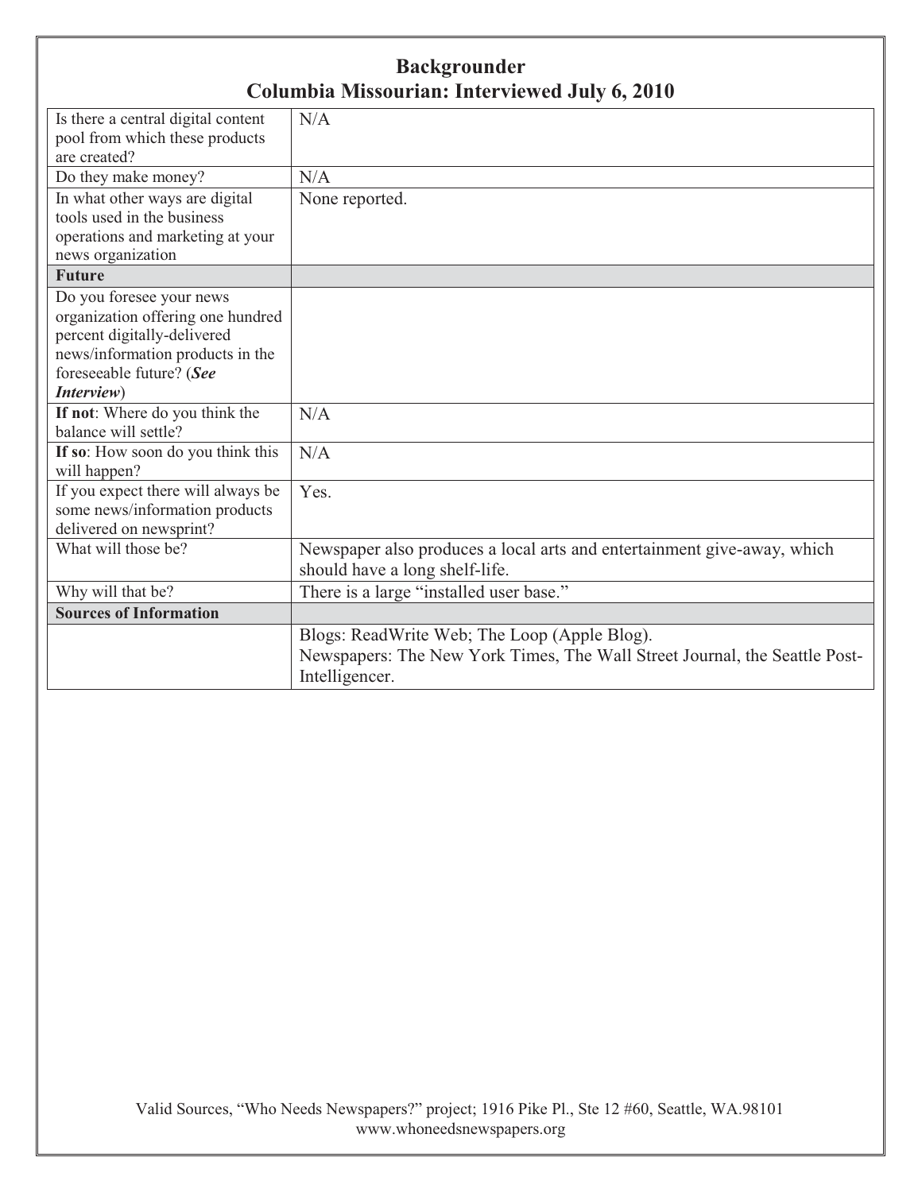# Backgrounder
## Columbia Missourian: Interviewed July 6, 2010

| | |
|---|---|
| Is there a central digital content pool from which these products are created? | N/A |
| Do they make money? | N/A |
| In what other ways are digital tools used in the business operations and marketing at your news organization | None reported. |
| **Future** | |
| Do you foresee your news organization offering one hundred percent digitally-delivered news/information products in the foreseeable future? (***See Interview***) | |
| **If not**: Where do you think the balance will settle? | N/A |
| **If so**: How soon do you think this will happen? | N/A |
| If you expect there will always be some news/information products delivered on newsprint? | Yes. |
| What will those be? | Newspaper also produces a local arts and entertainment give-away, which should have a long shelf-life. |
| Why will that be? | There is a large "installed user base." |
| **Sources of Information** | |
| | Blogs: ReadWrite Web; The Loop (Apple Blog).<br>Newspapers: The New York Times, The Wall Street Journal, the Seattle Post-Intelligencer. |

Valid Sources, "Who Needs Newspapers?" project; 1916 Pike Pl., Ste 12 #60, Seattle, WA.98101
www.whoneedsnewspapers.org